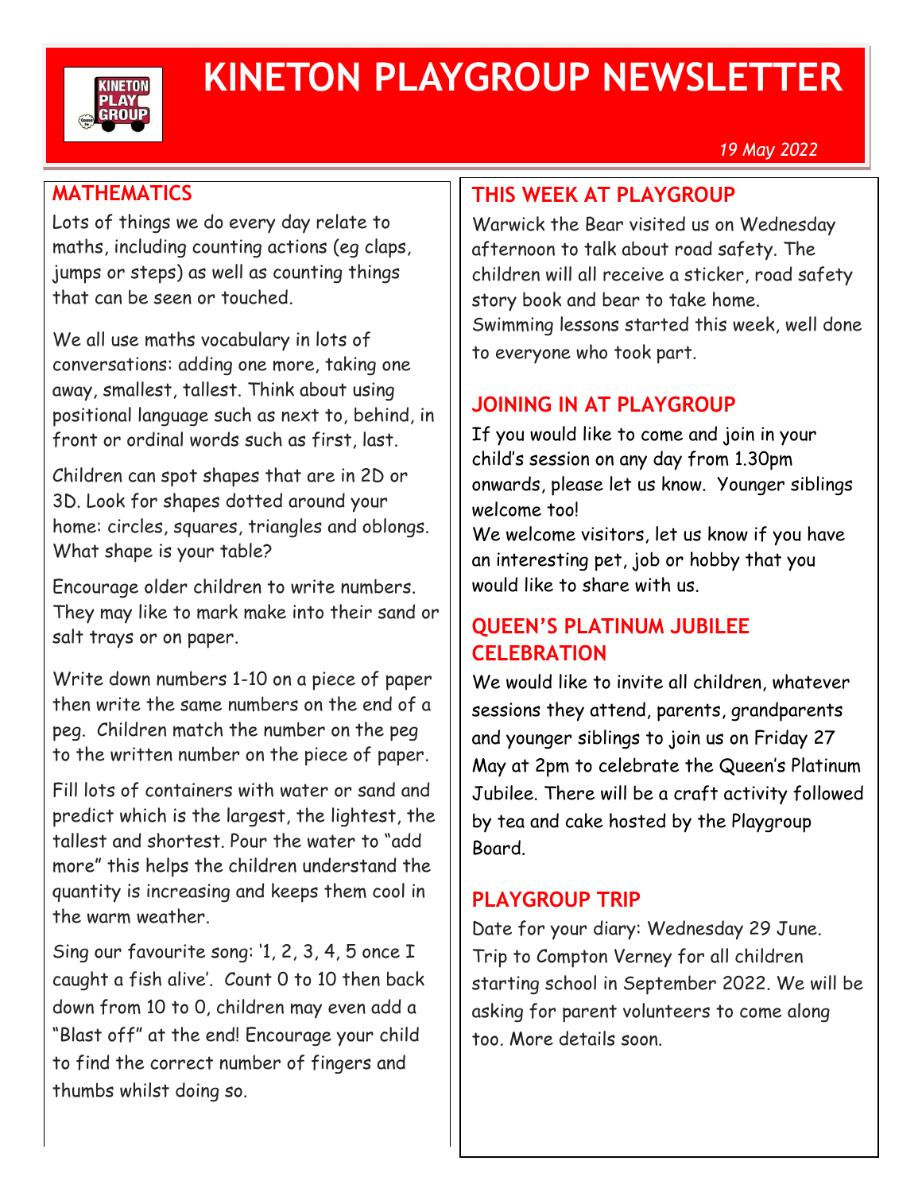# KINETON PLAYGROUP NEWSLETTER

*19 May 2022*

## MATHEMATICS

Lots of things we do every day relate to maths, including counting actions (eg claps, jumps or steps) as well as counting things that can be seen or touched.

We all use maths vocabulary in lots of conversations: adding one more, taking one away, smallest, tallest. Think about using positional language such as next to, behind, in front or ordinal words such as first, last.

Children can spot shapes that are in 2D or 3D. Look for shapes dotted around your home: circles, squares, triangles and oblongs. What shape is your table?

Encourage older children to write numbers. They may like to mark make into their sand or salt trays or on paper.

Write down numbers 1-10 on a piece of paper then write the same numbers on the end of a peg. Children match the number on the peg to the written number on the piece of paper.

Fill lots of containers with water or sand and predict which is the largest, the lightest, the tallest and shortest. Pour the water to "add more" this helps the children understand the quantity is increasing and keeps them cool in the warm weather.

Sing our favourite song: '1, 2, 3, 4, 5 once I caught a fish alive'. Count 0 to 10 then back down from 10 to 0, children may even add a "Blast off" at the end! Encourage your child to find the correct number of fingers and thumbs whilst doing so.

## THIS WEEK AT PLAYGROUP

Warwick the Bear visited us on Wednesday afternoon to talk about road safety. The children will all receive a sticker, road safety story book and bear to take home.
Swimming lessons started this week, well done to everyone who took part.

## JOINING IN AT PLAYGROUP

If you would like to come and join in your child's session on any day from 1.30pm onwards, please let us know. Younger siblings welcome too!
We welcome visitors, let us know if you have an interesting pet, job or hobby that you would like to share with us.

## QUEEN'S PLATINUM JUBILEE CELEBRATION

We would like to invite all children, whatever sessions they attend, parents, grandparents and younger siblings to join us on Friday 27 May at 2pm to celebrate the Queen's Platinum Jubilee. There will be a craft activity followed by tea and cake hosted by the Playgroup Board.

## PLAYGROUP TRIP

Date for your diary: Wednesday 29 June. Trip to Compton Verney for all children starting school in September 2022. We will be asking for parent volunteers to come along too. More details soon.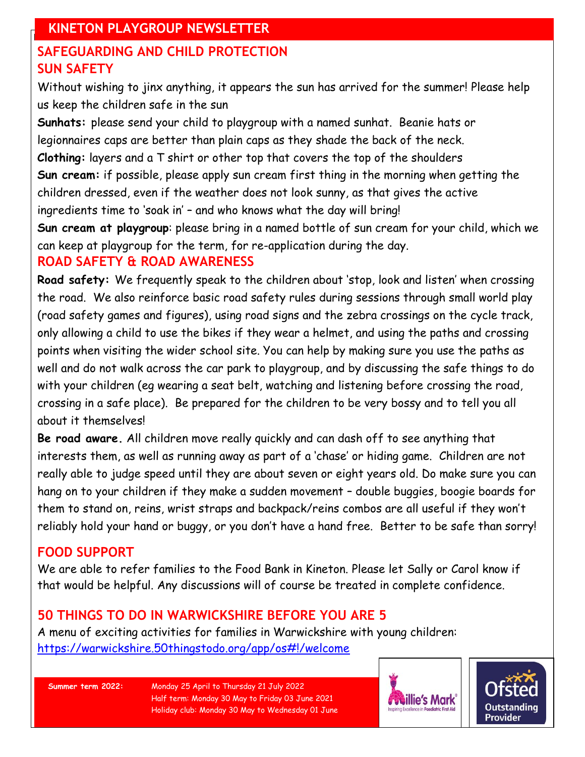# KINETON PLAYGROUP NEWSLETTER

## SAFEGUARDING AND CHILD PROTECTION

## SUN SAFETY

Without wishing to jinx anything, it appears the sun has arrived for the summer! Please help us keep the children safe in the sun

**Sunhats:** please send your child to playgroup with a named sunhat. Beanie hats or legionnaires caps are better than plain caps as they shade the back of the neck.

**Clothing:** layers and a T shirt or other top that covers the top of the shoulders

**Sun cream:** if possible, please apply sun cream first thing in the morning when getting the children dressed, even if the weather does not look sunny, as that gives the active ingredients time to 'soak in' – and who knows what the day will bring!

**Sun cream at playgroup**: please bring in a named bottle of sun cream for your child, which we can keep at playgroup for the term, for re-application during the day.

## ROAD SAFETY & ROAD AWARENESS

**Road safety:** We frequently speak to the children about 'stop, look and listen' when crossing the road. We also reinforce basic road safety rules during sessions through small world play (road safety games and figures), using road signs and the zebra crossings on the cycle track, only allowing a child to use the bikes if they wear a helmet, and using the paths and crossing points when visiting the wider school site. You can help by making sure you use the paths as well and do not walk across the car park to playgroup, and by discussing the safe things to do with your children (eg wearing a seat belt, watching and listening before crossing the road, crossing in a safe place). Be prepared for the children to be very bossy and to tell you all about it themselves!

**Be road aware.** All children move really quickly and can dash off to see anything that interests them, as well as running away as part of a 'chase' or hiding game. Children are not really able to judge speed until they are about seven or eight years old. Do make sure you can hang on to your children if they make a sudden movement – double buggies, boogie boards for them to stand on, reins, wrist straps and backpack/reins combos are all useful if they won't reliably hold your hand or buggy, or you don't have a hand free. Better to be safe than sorry!

## FOOD SUPPORT

We are able to refer families to the Food Bank in Kineton. Please let Sally or Carol know if that would be helpful. Any discussions will of course be treated in complete confidence.

## 50 THINGS TO DO IN WARWICKSHIRE BEFORE YOU ARE 5

A menu of exciting activities for families in Warwickshire with young children:
https://warwickshire.50thingstodo.org/app/os#!/welcome

**Summer term 2022:** Monday 25 April to Thursday 21 July 2022
Half term: Monday 30 May to Friday 03 June 2021
Holiday club: Monday 30 May to Wednesday 01 June

Millie's Mark – Inspiring Excellence in Paediatric First Aid

Ofsted Outstanding Provider